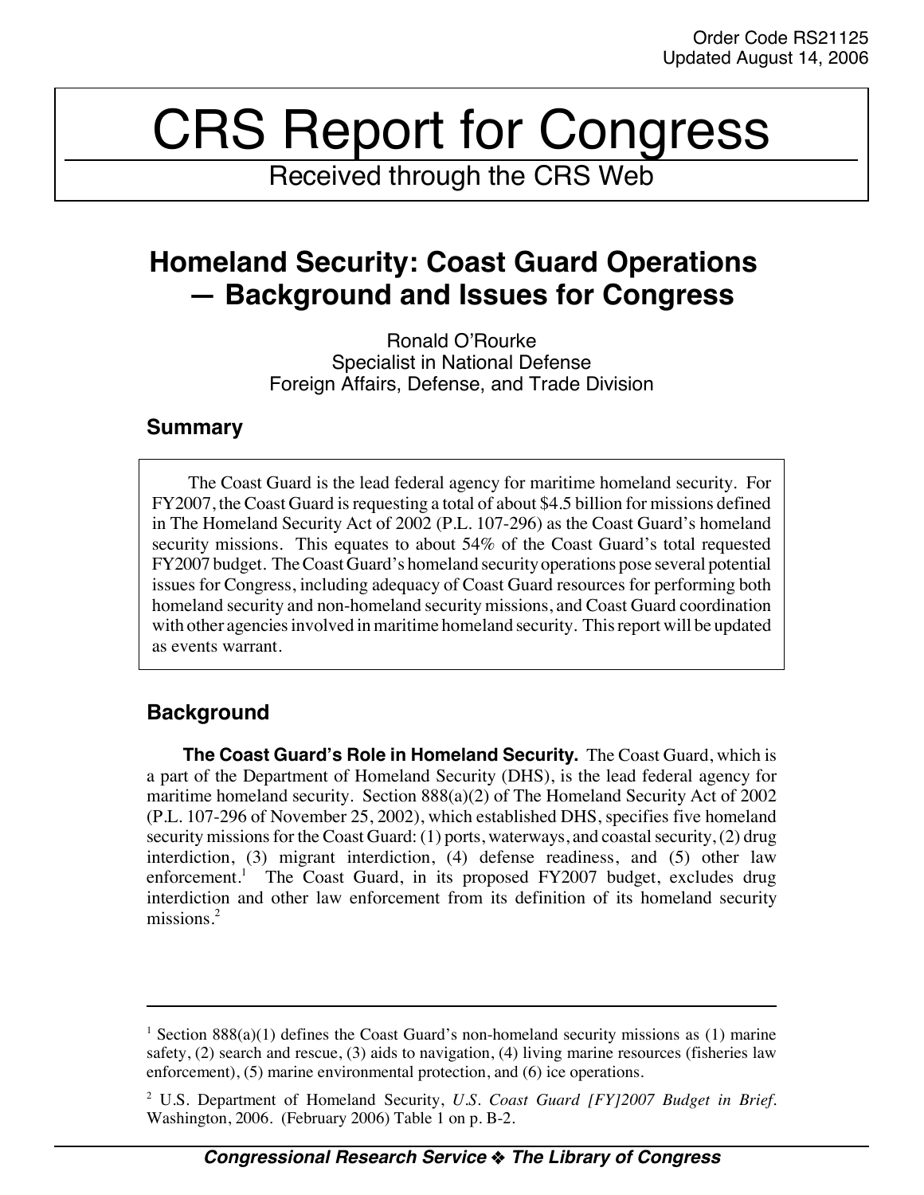Order Code RS21125
Updated August 14, 2006

# CRS Report for Congress

Received through the CRS Web

## Homeland Security: Coast Guard Operations — Background and Issues for Congress

Ronald O'Rourke
Specialist in National Defense
Foreign Affairs, Defense, and Trade Division

### Summary

The Coast Guard is the lead federal agency for maritime homeland security. For FY2007, the Coast Guard is requesting a total of about $4.5 billion for missions defined in The Homeland Security Act of 2002 (P.L. 107-296) as the Coast Guard's homeland security missions. This equates to about 54% of the Coast Guard's total requested FY2007 budget. The Coast Guard's homeland security operations pose several potential issues for Congress, including adequacy of Coast Guard resources for performing both homeland security and non-homeland security missions, and Coast Guard coordination with other agencies involved in maritime homeland security. This report will be updated as events warrant.

### Background

**The Coast Guard's Role in Homeland Security.** The Coast Guard, which is a part of the Department of Homeland Security (DHS), is the lead federal agency for maritime homeland security. Section 888(a)(2) of The Homeland Security Act of 2002 (P.L. 107-296 of November 25, 2002), which established DHS, specifies five homeland security missions for the Coast Guard: (1) ports, waterways, and coastal security, (2) drug interdiction, (3) migrant interdiction, (4) defense readiness, and (5) other law enforcement.[1] The Coast Guard, in its proposed FY2007 budget, excludes drug interdiction and other law enforcement from its definition of its homeland security missions.[2]

---

[1] Section 888(a)(1) defines the Coast Guard's non-homeland security missions as (1) marine safety, (2) search and rescue, (3) aids to navigation, (4) living marine resources (fisheries law enforcement), (5) marine environmental protection, and (6) ice operations.

[2] U.S. Department of Homeland Security, *U.S. Coast Guard [FY]2007 Budget in Brief*. Washington, 2006. (February 2006) Table 1 on p. B-2.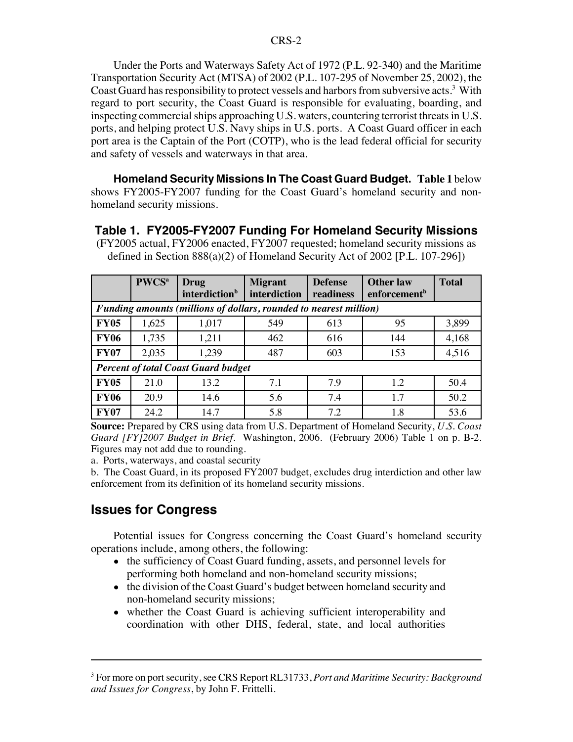Under the Ports and Waterways Safety Act of 1972 (P.L. 92-340) and the Maritime Transportation Security Act (MTSA) of 2002 (P.L. 107-295 of November 25, 2002), the Coast Guard has responsibility to protect vessels and harbors from subversive acts.[3] With regard to port security, the Coast Guard is responsible for evaluating, boarding, and inspecting commercial ships approaching U.S. waters, countering terrorist threats in U.S. ports, and helping protect U.S. Navy ships in U.S. ports. A Coast Guard officer in each port area is the Captain of the Port (COTP), who is the lead federal official for security and safety of vessels and waterways in that area.

**Homeland Security Missions In The Coast Guard Budget.** **Table 1** below shows FY2005-FY2007 funding for the Coast Guard's homeland security and non-homeland security missions.

### Table 1. FY2005-FY2007 Funding For Homeland Security Missions

(FY2005 actual, FY2006 enacted, FY2007 requested; homeland security missions as defined in Section 888(a)(2) of Homeland Security Act of 2002 [P.L. 107-296])

| | PWCS[a] | Drug interdiction[b] | Migrant interdiction | Defense readiness | Other law enforcement[b] | Total |
|---|---|---|---|---|---|---|
| ***Funding amounts (millions of dollars, rounded to nearest million)*** | | | | | | |
| **FY05** | 1,625 | 1,017 | 549 | 613 | 95 | 3,899 |
| **FY06** | 1,735 | 1,211 | 462 | 616 | 144 | 4,168 |
| **FY07** | 2,035 | 1,239 | 487 | 603 | 153 | 4,516 |
| ***Percent of total Coast Guard budget*** | | | | | | |
| **FY05** | 21.0 | 13.2 | 7.1 | 7.9 | 1.2 | 50.4 |
| **FY06** | 20.9 | 14.6 | 5.6 | 7.4 | 1.7 | 50.2 |
| **FY07** | 24.2 | 14.7 | 5.8 | 7.2 | 1.8 | 53.6 |

**Source:** Prepared by CRS using data from U.S. Department of Homeland Security, *U.S. Coast Guard [FY]2007 Budget in Brief*. Washington, 2006. (February 2006) Table 1 on p. B-2. Figures may not add due to rounding.

a. Ports, waterways, and coastal security

b. The Coast Guard, in its proposed FY2007 budget, excludes drug interdiction and other law enforcement from its definition of its homeland security missions.

## Issues for Congress

Potential issues for Congress concerning the Coast Guard's homeland security operations include, among others, the following:

- the sufficiency of Coast Guard funding, assets, and personnel levels for performing both homeland and non-homeland security missions;
- the division of the Coast Guard's budget between homeland security and non-homeland security missions;
- whether the Coast Guard is achieving sufficient interoperability and coordination with other DHS, federal, state, and local authorities

[3] For more on port security, see CRS Report RL31733, *Port and Maritime Security: Background and Issues for Congress*, by John F. Frittelli.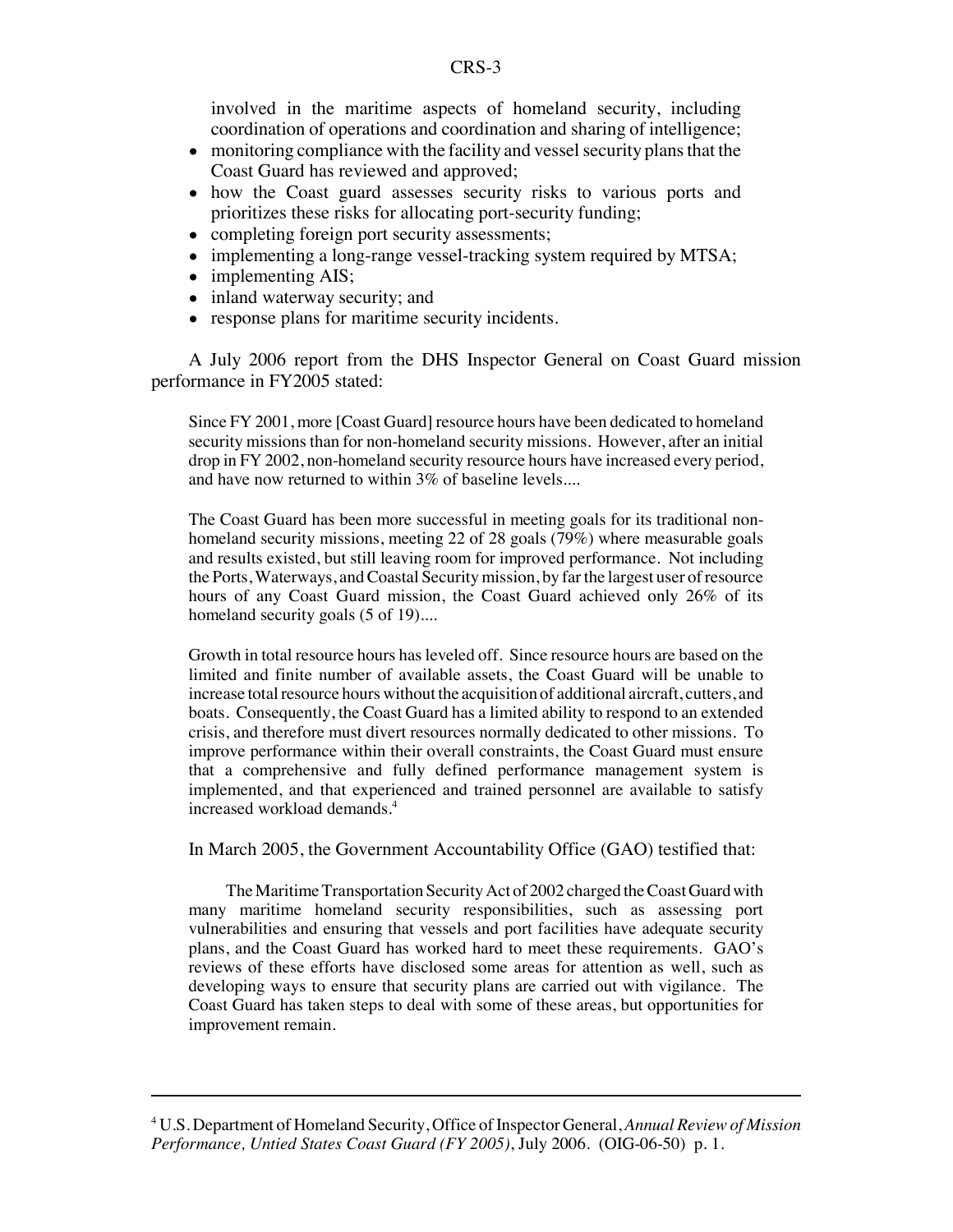involved in the maritime aspects of homeland security, including coordination of operations and coordination and sharing of intelligence;

- monitoring compliance with the facility and vessel security plans that the Coast Guard has reviewed and approved;
- how the Coast guard assesses security risks to various ports and prioritizes these risks for allocating port-security funding;
- completing foreign port security assessments;
- implementing a long-range vessel-tracking system required by MTSA;
- implementing AIS;
- inland waterway security; and
- response plans for maritime security incidents.

A July 2006 report from the DHS Inspector General on Coast Guard mission performance in FY2005 stated:

> Since FY 2001, more [Coast Guard] resource hours have been dedicated to homeland security missions than for non-homeland security missions. However, after an initial drop in FY 2002, non-homeland security resource hours have increased every period, and have now returned to within 3% of baseline levels....
>
> The Coast Guard has been more successful in meeting goals for its traditional non-homeland security missions, meeting 22 of 28 goals (79%) where measurable goals and results existed, but still leaving room for improved performance. Not including the Ports, Waterways, and Coastal Security mission, by far the largest user of resource hours of any Coast Guard mission, the Coast Guard achieved only 26% of its homeland security goals (5 of 19)....
>
> Growth in total resource hours has leveled off. Since resource hours are based on the limited and finite number of available assets, the Coast Guard will be unable to increase total resource hours without the acquisition of additional aircraft, cutters, and boats. Consequently, the Coast Guard has a limited ability to respond to an extended crisis, and therefore must divert resources normally dedicated to other missions. To improve performance within their overall constraints, the Coast Guard must ensure that a comprehensive and fully defined performance management system is implemented, and that experienced and trained personnel are available to satisfy increased workload demands.[4]

In March 2005, the Government Accountability Office (GAO) testified that:

> The Maritime Transportation Security Act of 2002 charged the Coast Guard with many maritime homeland security responsibilities, such as assessing port vulnerabilities and ensuring that vessels and port facilities have adequate security plans, and the Coast Guard has worked hard to meet these requirements. GAO's reviews of these efforts have disclosed some areas for attention as well, such as developing ways to ensure that security plans are carried out with vigilance. The Coast Guard has taken steps to deal with some of these areas, but opportunities for improvement remain.

---

[4] U.S. Department of Homeland Security, Office of Inspector General, *Annual Review of Mission Performance, Untied States Coast Guard (FY 2005)*, July 2006. (OIG-06-50) p. 1.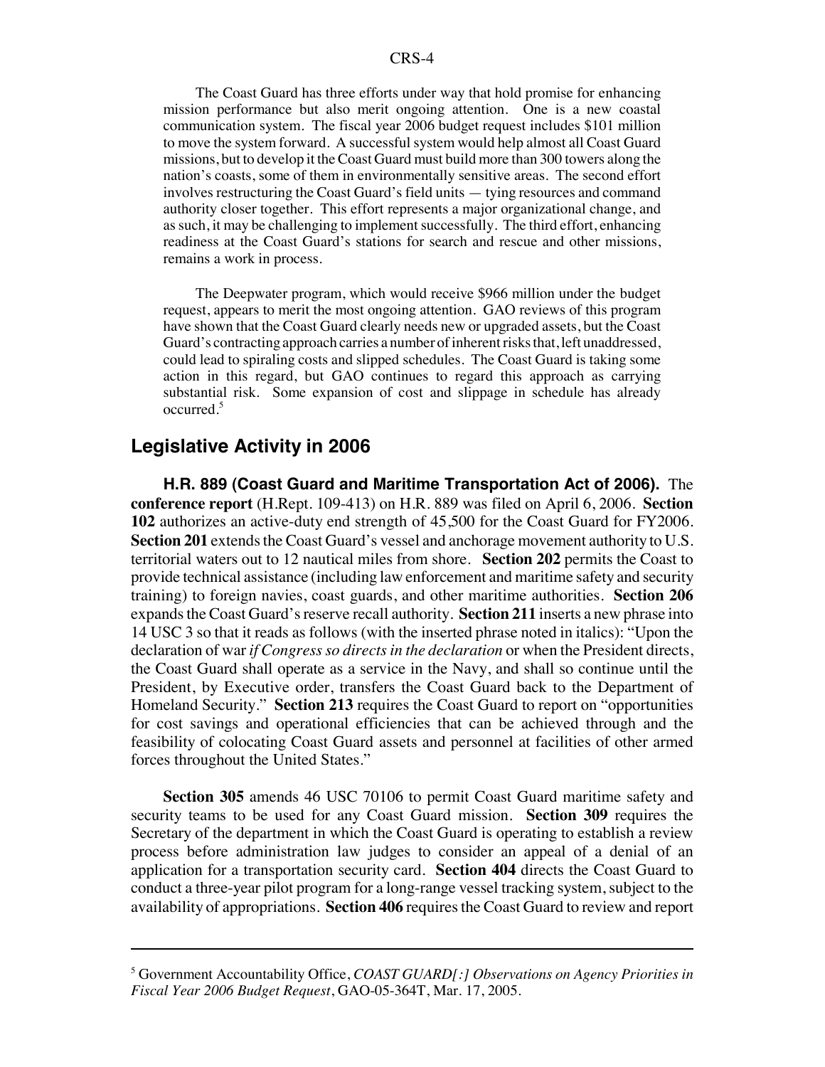The Coast Guard has three efforts under way that hold promise for enhancing mission performance but also merit ongoing attention. One is a new coastal communication system. The fiscal year 2006 budget request includes $101 million to move the system forward. A successful system would help almost all Coast Guard missions, but to develop it the Coast Guard must build more than 300 towers along the nation's coasts, some of them in environmentally sensitive areas. The second effort involves restructuring the Coast Guard's field units — tying resources and command authority closer together. This effort represents a major organizational change, and as such, it may be challenging to implement successfully. The third effort, enhancing readiness at the Coast Guard's stations for search and rescue and other missions, remains a work in process.

The Deepwater program, which would receive $966 million under the budget request, appears to merit the most ongoing attention. GAO reviews of this program have shown that the Coast Guard clearly needs new or upgraded assets, but the Coast Guard's contracting approach carries a number of inherent risks that, left unaddressed, could lead to spiraling costs and slipped schedules. The Coast Guard is taking some action in this regard, but GAO continues to regard this approach as carrying substantial risk. Some expansion of cost and slippage in schedule has already occurred.[5]

## Legislative Activity in 2006

**H.R. 889 (Coast Guard and Maritime Transportation Act of 2006).** The **conference report** (H.Rept. 109-413) on H.R. 889 was filed on April 6, 2006. **Section 102** authorizes an active-duty end strength of 45,500 for the Coast Guard for FY2006. **Section 201** extends the Coast Guard's vessel and anchorage movement authority to U.S. territorial waters out to 12 nautical miles from shore. **Section 202** permits the Coast to provide technical assistance (including law enforcement and maritime safety and security training) to foreign navies, coast guards, and other maritime authorities. **Section 206** expands the Coast Guard's reserve recall authority. **Section 211** inserts a new phrase into 14 USC 3 so that it reads as follows (with the inserted phrase noted in italics): "Upon the declaration of war *if Congress so directs in the declaration* or when the President directs, the Coast Guard shall operate as a service in the Navy, and shall so continue until the President, by Executive order, transfers the Coast Guard back to the Department of Homeland Security." **Section 213** requires the Coast Guard to report on "opportunities for cost savings and operational efficiencies that can be achieved through and the feasibility of colocating Coast Guard assets and personnel at facilities of other armed forces throughout the United States."

**Section 305** amends 46 USC 70106 to permit Coast Guard maritime safety and security teams to be used for any Coast Guard mission. **Section 309** requires the Secretary of the department in which the Coast Guard is operating to establish a review process before administration law judges to consider an appeal of a denial of an application for a transportation security card. **Section 404** directs the Coast Guard to conduct a three-year pilot program for a long-range vessel tracking system, subject to the availability of appropriations. **Section 406** requires the Coast Guard to review and report

[5] Government Accountability Office, *COAST GUARD[:] Observations on Agency Priorities in Fiscal Year 2006 Budget Request*, GAO-05-364T, Mar. 17, 2005.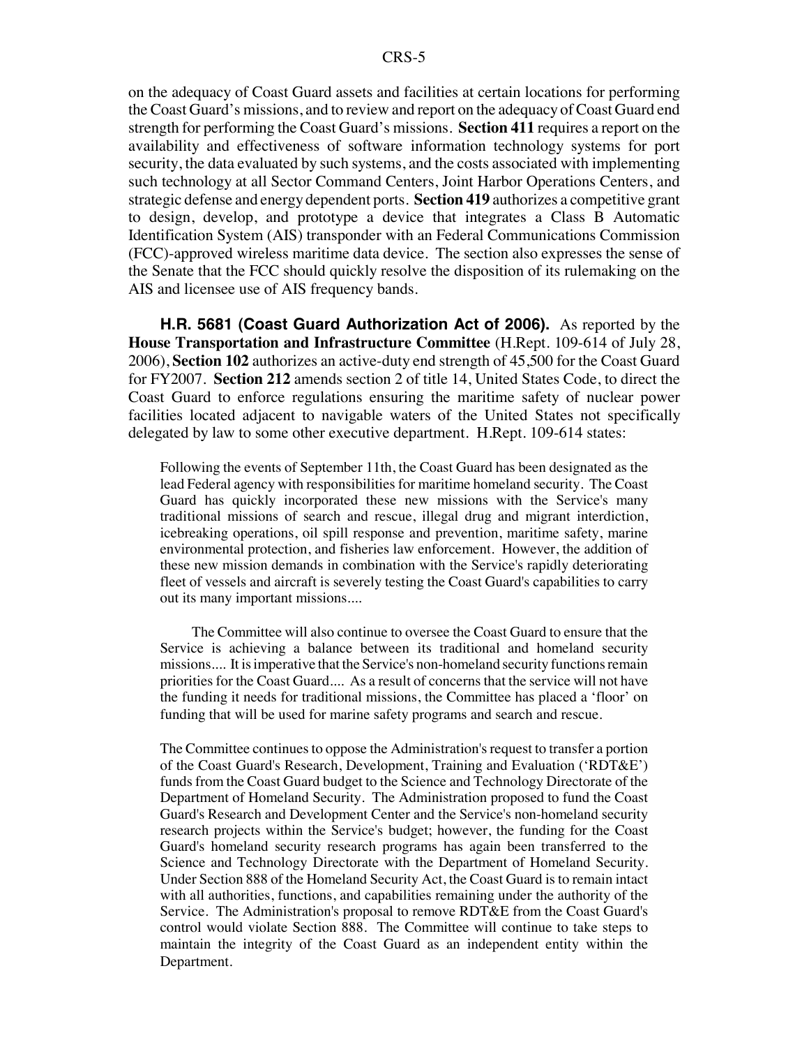on the adequacy of Coast Guard assets and facilities at certain locations for performing the Coast Guard's missions, and to review and report on the adequacy of Coast Guard end strength for performing the Coast Guard's missions. **Section 411** requires a report on the availability and effectiveness of software information technology systems for port security, the data evaluated by such systems, and the costs associated with implementing such technology at all Sector Command Centers, Joint Harbor Operations Centers, and strategic defense and energy dependent ports. **Section 419** authorizes a competitive grant to design, develop, and prototype a device that integrates a Class B Automatic Identification System (AIS) transponder with an Federal Communications Commission (FCC)-approved wireless maritime data device. The section also expresses the sense of the Senate that the FCC should quickly resolve the disposition of its rulemaking on the AIS and licensee use of AIS frequency bands.

**H.R. 5681 (Coast Guard Authorization Act of 2006).** As reported by the **House Transportation and Infrastructure Committee** (H.Rept. 109-614 of July 28, 2006), **Section 102** authorizes an active-duty end strength of 45,500 for the Coast Guard for FY2007. **Section 212** amends section 2 of title 14, United States Code, to direct the Coast Guard to enforce regulations ensuring the maritime safety of nuclear power facilities located adjacent to navigable waters of the United States not specifically delegated by law to some other executive department. H.Rept. 109-614 states:

> Following the events of September 11th, the Coast Guard has been designated as the lead Federal agency with responsibilities for maritime homeland security. The Coast Guard has quickly incorporated these new missions with the Service's many traditional missions of search and rescue, illegal drug and migrant interdiction, icebreaking operations, oil spill response and prevention, maritime safety, marine environmental protection, and fisheries law enforcement. However, the addition of these new mission demands in combination with the Service's rapidly deteriorating fleet of vessels and aircraft is severely testing the Coast Guard's capabilities to carry out its many important missions....
>
> The Committee will also continue to oversee the Coast Guard to ensure that the Service is achieving a balance between its traditional and homeland security missions.... It is imperative that the Service's non-homeland security functions remain priorities for the Coast Guard.... As a result of concerns that the service will not have the funding it needs for traditional missions, the Committee has placed a 'floor' on funding that will be used for marine safety programs and search and rescue.
>
> The Committee continues to oppose the Administration's request to transfer a portion of the Coast Guard's Research, Development, Training and Evaluation ('RDT&E') funds from the Coast Guard budget to the Science and Technology Directorate of the Department of Homeland Security. The Administration proposed to fund the Coast Guard's Research and Development Center and the Service's non-homeland security research projects within the Service's budget; however, the funding for the Coast Guard's homeland security research programs has again been transferred to the Science and Technology Directorate with the Department of Homeland Security. Under Section 888 of the Homeland Security Act, the Coast Guard is to remain intact with all authorities, functions, and capabilities remaining under the authority of the Service. The Administration's proposal to remove RDT&E from the Coast Guard's control would violate Section 888. The Committee will continue to take steps to maintain the integrity of the Coast Guard as an independent entity within the Department.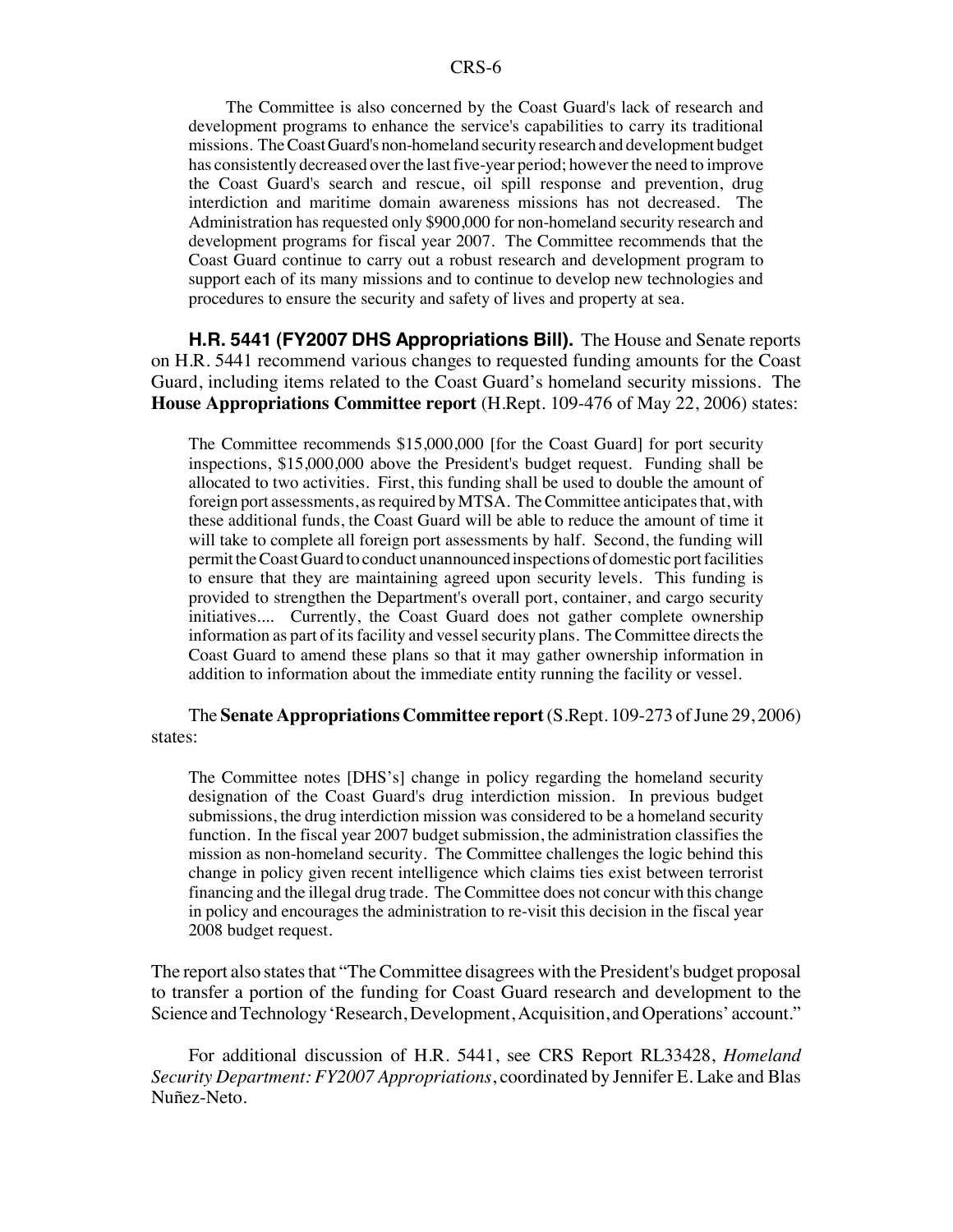> The Committee is also concerned by the Coast Guard's lack of research and development programs to enhance the service's capabilities to carry its traditional missions. The Coast Guard's non-homeland security research and development budget has consistently decreased over the last five-year period; however the need to improve the Coast Guard's search and rescue, oil spill response and prevention, drug interdiction and maritime domain awareness missions has not decreased. The Administration has requested only $900,000 for non-homeland security research and development programs for fiscal year 2007. The Committee recommends that the Coast Guard continue to carry out a robust research and development program to support each of its many missions and to continue to develop new technologies and procedures to ensure the security and safety of lives and property at sea.

**H.R. 5441 (FY2007 DHS Appropriations Bill).** The House and Senate reports on H.R. 5441 recommend various changes to requested funding amounts for the Coast Guard, including items related to the Coast Guard's homeland security missions. The **House Appropriations Committee report** (H.Rept. 109-476 of May 22, 2006) states:

> The Committee recommends $15,000,000 [for the Coast Guard] for port security inspections, $15,000,000 above the President's budget request. Funding shall be allocated to two activities. First, this funding shall be used to double the amount of foreign port assessments, as required by MTSA. The Committee anticipates that, with these additional funds, the Coast Guard will be able to reduce the amount of time it will take to complete all foreign port assessments by half. Second, the funding will permit the Coast Guard to conduct unannounced inspections of domestic port facilities to ensure that they are maintaining agreed upon security levels. This funding is provided to strengthen the Department's overall port, container, and cargo security initiatives.... Currently, the Coast Guard does not gather complete ownership information as part of its facility and vessel security plans. The Committee directs the Coast Guard to amend these plans so that it may gather ownership information in addition to information about the immediate entity running the facility or vessel.

The **Senate Appropriations Committee report** (S.Rept. 109-273 of June 29, 2006) states:

> The Committee notes [DHS's] change in policy regarding the homeland security designation of the Coast Guard's drug interdiction mission. In previous budget submissions, the drug interdiction mission was considered to be a homeland security function. In the fiscal year 2007 budget submission, the administration classifies the mission as non-homeland security. The Committee challenges the logic behind this change in policy given recent intelligence which claims ties exist between terrorist financing and the illegal drug trade. The Committee does not concur with this change in policy and encourages the administration to re-visit this decision in the fiscal year 2008 budget request.

The report also states that "The Committee disagrees with the President's budget proposal to transfer a portion of the funding for Coast Guard research and development to the Science and Technology 'Research, Development, Acquisition, and Operations' account."

For additional discussion of H.R. 5441, see CRS Report RL33428, *Homeland Security Department: FY2007 Appropriations*, coordinated by Jennifer E. Lake and Blas Nuñez-Neto.